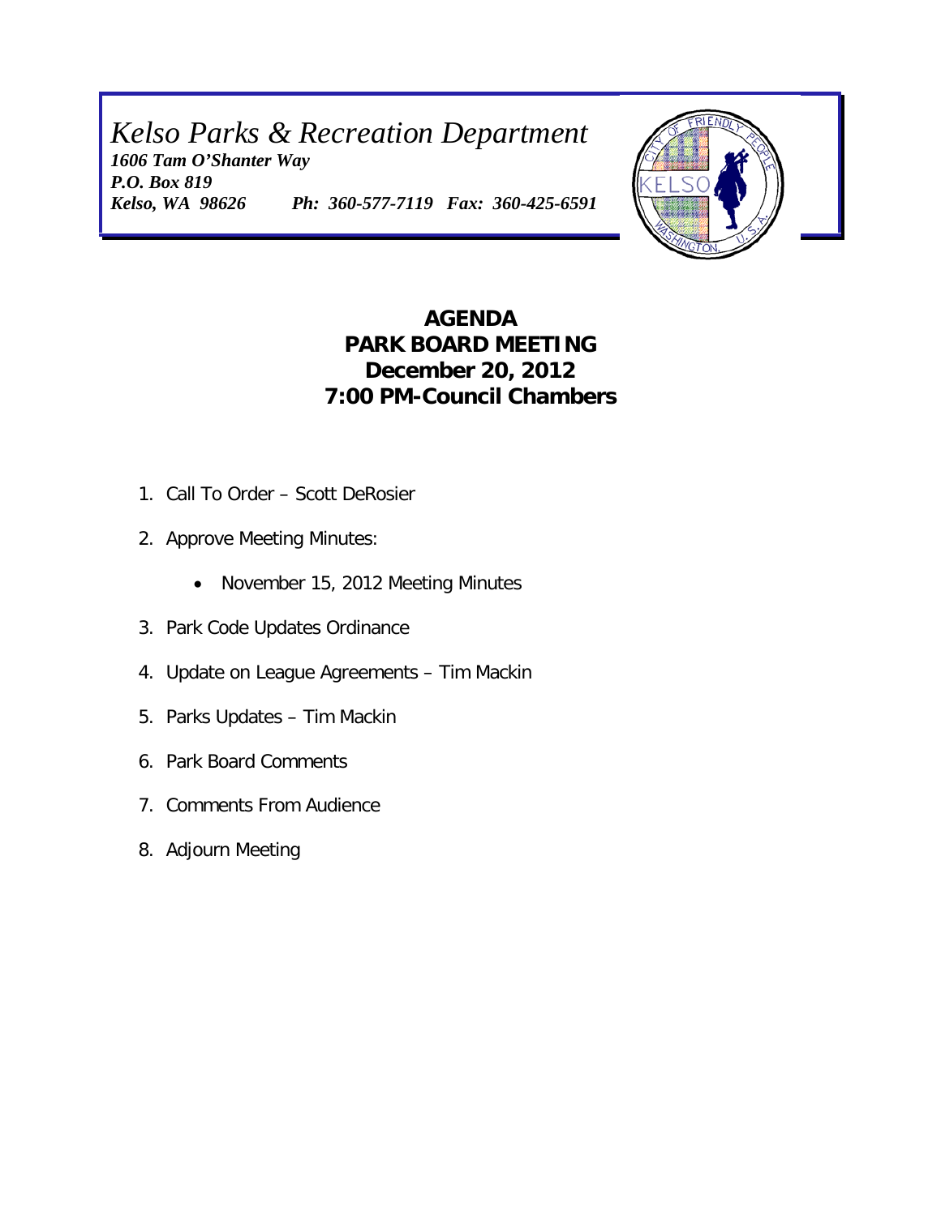*Kelso Parks & Recreation Department*
***1606 Tam O'Shanter Way***
***P.O. Box 819***
***Kelso, WA 98626 Ph: 360-577-7119 Fax: 360-425-6591***

# AGENDA
## PARK BOARD MEETING
## December 20, 2012
## 7:00 PM-Council Chambers

1. Call To Order – Scott DeRosier
2. Approve Meeting Minutes:
   - November 15, 2012 Meeting Minutes
3. Park Code Updates Ordinance
4. Update on League Agreements – Tim Mackin
5. Parks Updates – Tim Mackin
6. Park Board Comments
7. Comments From Audience
8. Adjourn Meeting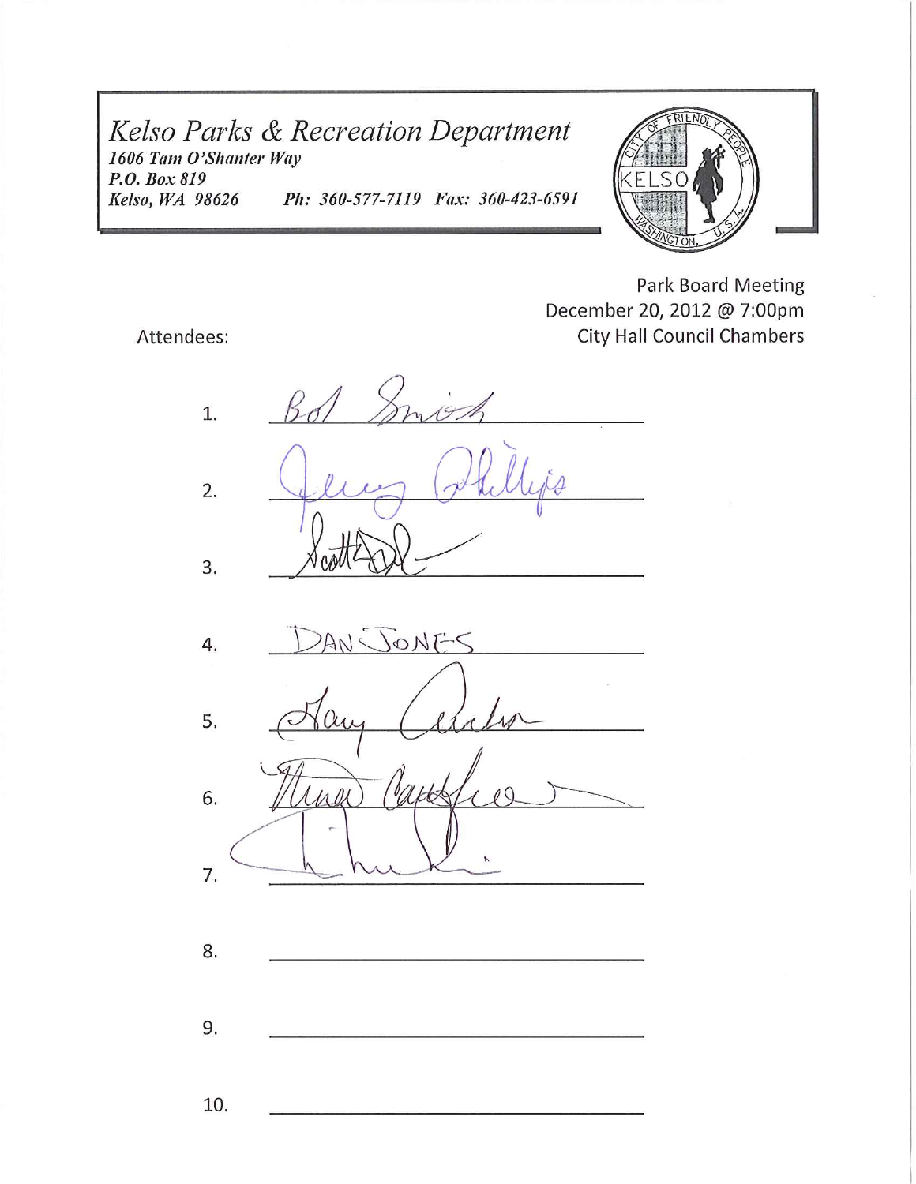# Kelso Parks & Recreation Department

*1606 Tam O'Shanter Way*
*P.O. Box 819*
*Kelso, WA 98626* *Ph: 360-577-7119 Fax: 360-423-6591*

Park Board Meeting
December 20, 2012 @ 7:00pm
City Hall Council Chambers

Attendees:

1. Bob Smith
2. Jerry Phillips
3. Scott
4. DAN JONES
5. Gary
6. 
7. 
8. 
9. 
10.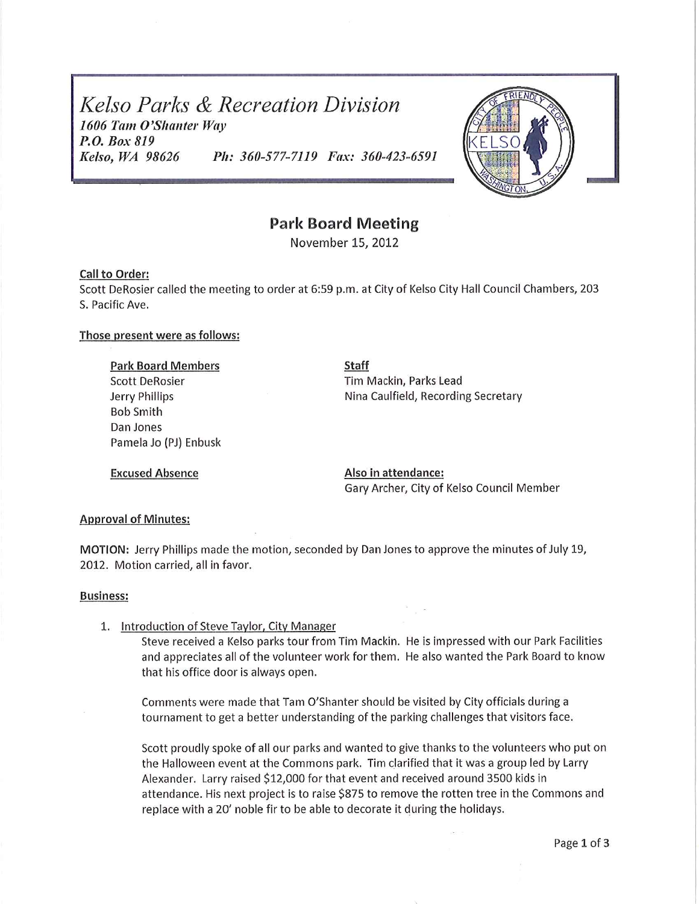# Kelso Parks & Recreation Division

***1606 Tam O'Shanter Way***
***P.O. Box 819***
***Kelso, WA 98626*** ***Ph: 360-577-7119 Fax: 360-423-6591***

## Park Board Meeting

November 15, 2012

**Call to Order:**

Scott DeRosier called the meeting to order at 6:59 p.m. at City of Kelso City Hall Council Chambers, 203 S. Pacific Ave.

**Those present were as follows:**

**Park Board Members**
Scott DeRosier
Jerry Phillips
Bob Smith
Dan Jones
Pamela Jo (PJ) Enbusk

**Staff**
Tim Mackin, Parks Lead
Nina Caulfield, Recording Secretary

**Excused Absence**

**Also in attendance:**
Gary Archer, City of Kelso Council Member

**Approval of Minutes:**

**MOTION:** Jerry Phillips made the motion, seconded by Dan Jones to approve the minutes of July 19, 2012. Motion carried, all in favor.

**Business:**

1. Introduction of Steve Taylor, City Manager

   Steve received a Kelso parks tour from Tim Mackin. He is impressed with our Park Facilities and appreciates all of the volunteer work for them. He also wanted the Park Board to know that his office door is always open.

   Comments were made that Tam O'Shanter should be visited by City officials during a tournament to get a better understanding of the parking challenges that visitors face.

   Scott proudly spoke of all our parks and wanted to give thanks to the volunteers who put on the Halloween event at the Commons park. Tim clarified that it was a group led by Larry Alexander. Larry raised $12,000 for that event and received around 3500 kids in attendance. His next project is to raise $875 to remove the rotten tree in the Commons and replace with a 20' noble fir to be able to decorate it during the holidays.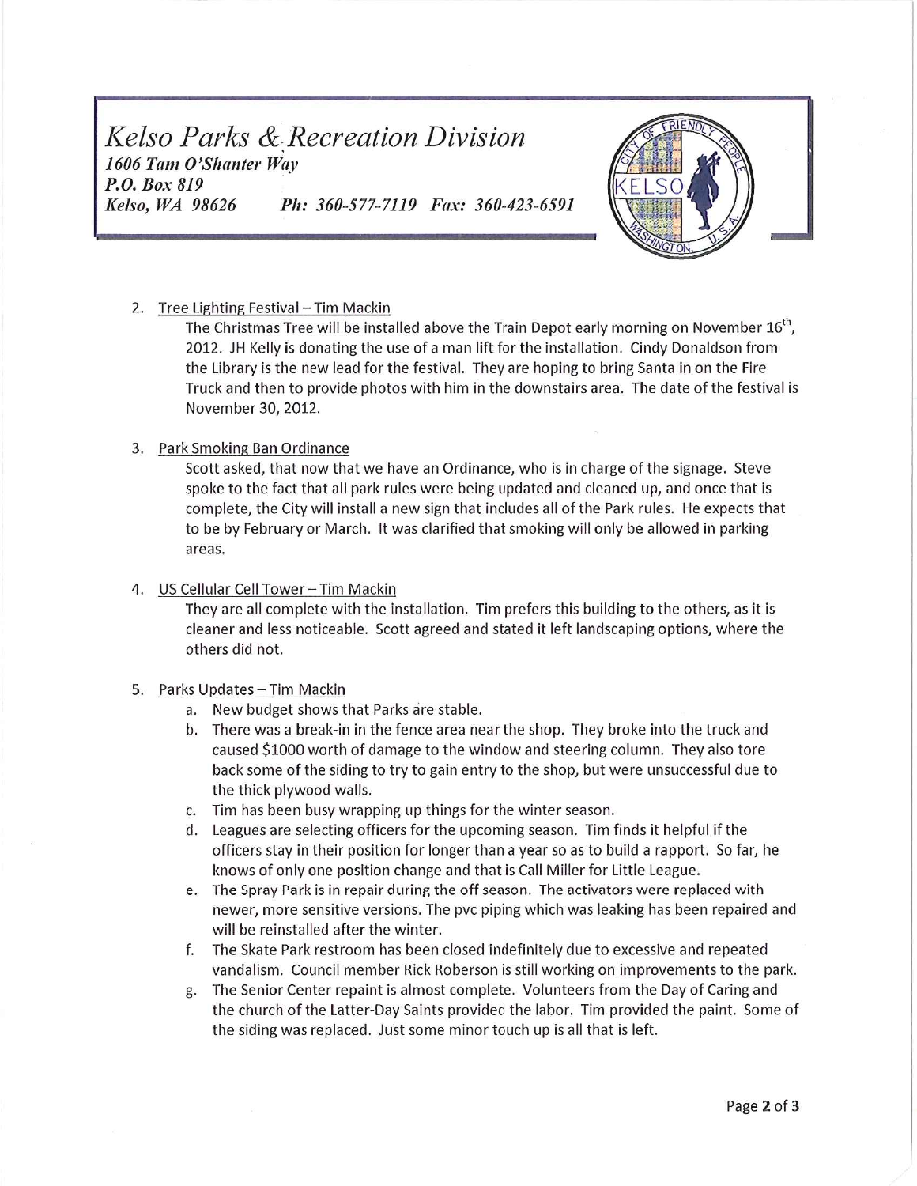# *Kelso Parks & Recreation Division*

***1606 Tam O'Shanter Way***
***P.O. Box 819***
***Kelso, WA 98626*** ***Ph: 360-577-7119 Fax: 360-423-6591***

2. Tree Lighting Festival – Tim Mackin

   The Christmas Tree will be installed above the Train Depot early morning on November 16th, 2012. JH Kelly is donating the use of a man lift for the installation. Cindy Donaldson from the Library is the new lead for the festival. They are hoping to bring Santa in on the Fire Truck and then to provide photos with him in the downstairs area. The date of the festival is November 30, 2012.

3. Park Smoking Ban Ordinance

   Scott asked, that now that we have an Ordinance, who is in charge of the signage. Steve spoke to the fact that all park rules were being updated and cleaned up, and once that is complete, the City will install a new sign that includes all of the Park rules. He expects that to be by February or March. It was clarified that smoking will only be allowed in parking areas.

4. US Cellular Cell Tower – Tim Mackin

   They are all complete with the installation. Tim prefers this building to the others, as it is cleaner and less noticeable. Scott agreed and stated it left landscaping options, where the others did not.

5. Parks Updates – Tim Mackin

   a. New budget shows that Parks are stable.
   b. There was a break-in in the fence area near the shop. They broke into the truck and caused $1000 worth of damage to the window and steering column. They also tore back some of the siding to try to gain entry to the shop, but were unsuccessful due to the thick plywood walls.
   c. Tim has been busy wrapping up things for the winter season.
   d. Leagues are selecting officers for the upcoming season. Tim finds it helpful if the officers stay in their position for longer than a year so as to build a rapport. So far, he knows of only one position change and that is Call Miller for Little League.
   e. The Spray Park is in repair during the off season. The activators were replaced with newer, more sensitive versions. The pvc piping which was leaking has been repaired and will be reinstalled after the winter.
   f. The Skate Park restroom has been closed indefinitely due to excessive and repeated vandalism. Council member Rick Roberson is still working on improvements to the park.
   g. The Senior Center repaint is almost complete. Volunteers from the Day of Caring and the church of the Latter-Day Saints provided the labor. Tim provided the paint. Some of the siding was replaced. Just some minor touch up is all that is left.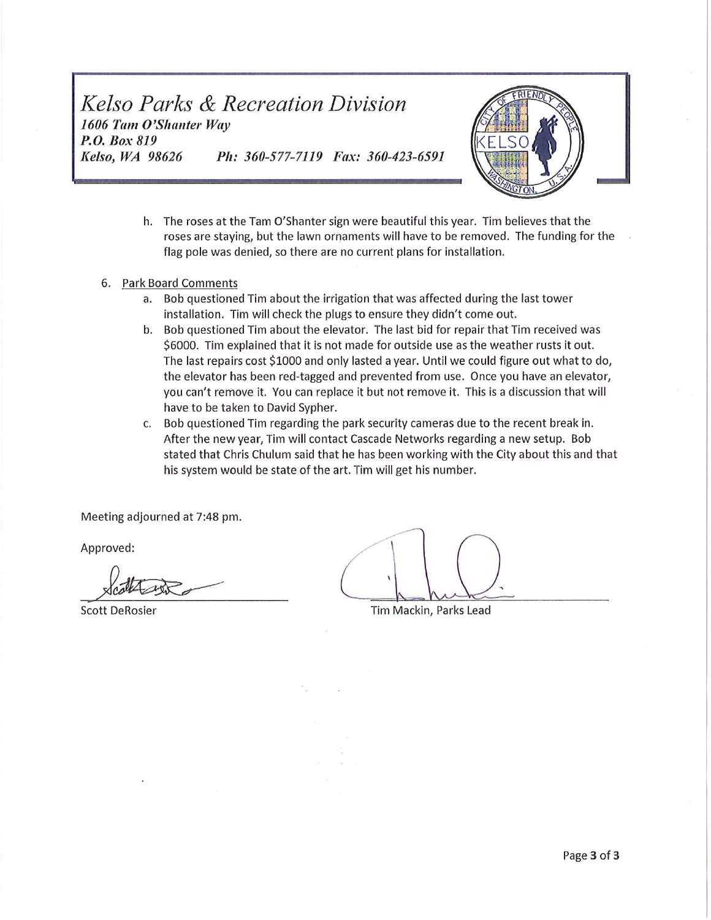*Kelso Parks & Recreation Division*
***1606 Tam O'Shanter Way***
***P.O. Box 819***
***Kelso, WA 98626*** ***Ph: 360-577-7119 Fax: 360-423-6591***

h. The roses at the Tam O'Shanter sign were beautiful this year. Tim believes that the roses are staying, but the lawn ornaments will have to be removed. The funding for the flag pole was denied, so there are no current plans for installation.

6. Park Board Comments
   a. Bob questioned Tim about the irrigation that was affected during the last tower installation. Tim will check the plugs to ensure they didn't come out.
   b. Bob questioned Tim about the elevator. The last bid for repair that Tim received was $6000. Tim explained that it is not made for outside use as the weather rusts it out. The last repairs cost $1000 and only lasted a year. Until we could figure out what to do, the elevator has been red-tagged and prevented from use. Once you have an elevator, you can't remove it. You can replace it but not remove it. This is a discussion that will have to be taken to David Sypher.
   c. Bob questioned Tim regarding the park security cameras due to the recent break in. After the new year, Tim will contact Cascade Networks regarding a new setup. Bob stated that Chris Chulum said that he has been working with the City about this and that his system would be state of the art. Tim will get his number.

Meeting adjourned at 7:48 pm.

Approved:

Scott DeRosier

Tim Mackin, Parks Lead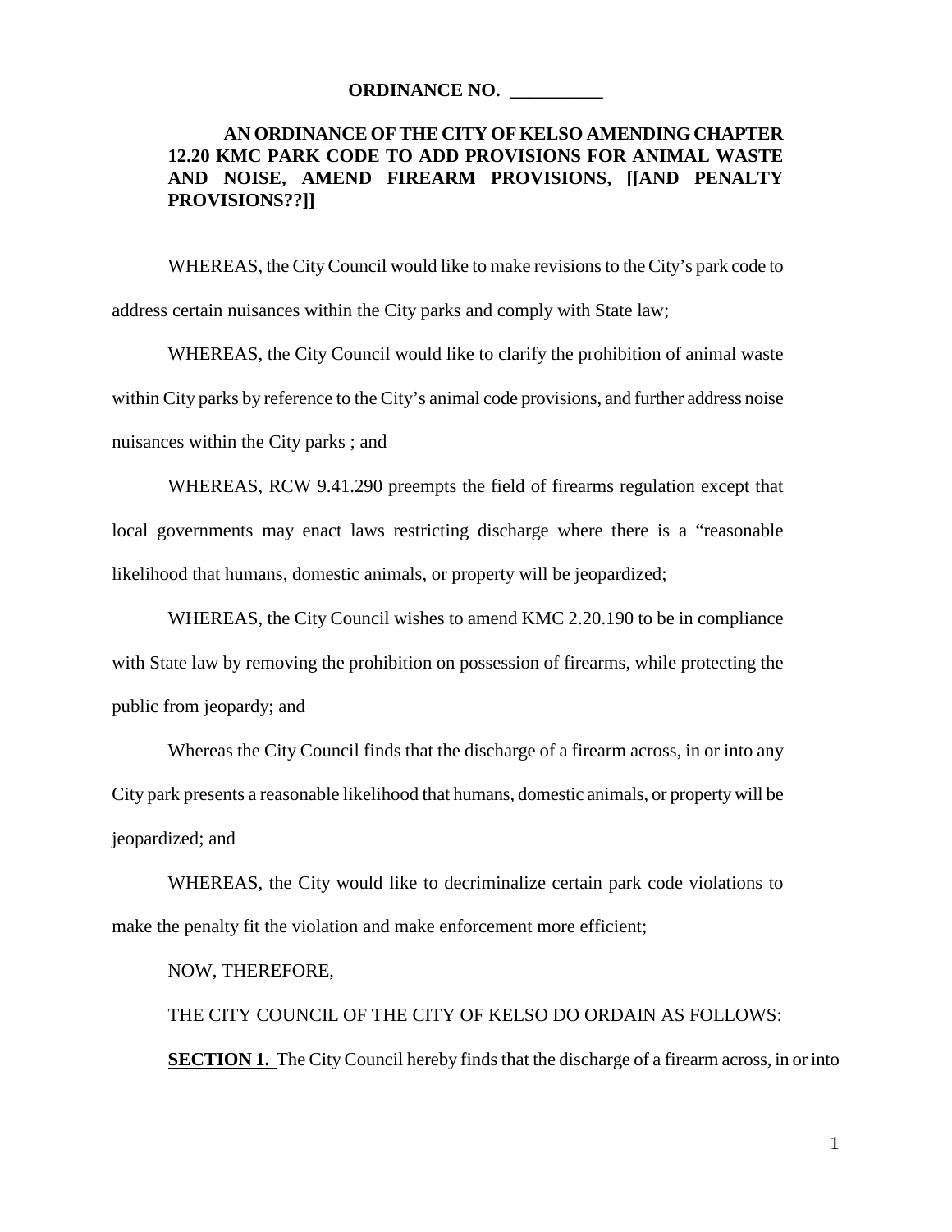**ORDINANCE NO. __________**

**AN ORDINANCE OF THE CITY OF KELSO AMENDING CHAPTER 12.20 KMC PARK CODE TO ADD PROVISIONS FOR ANIMAL WASTE AND NOISE, AMEND FIREARM PROVISIONS, [[AND PENALTY PROVISIONS??]]**

WHEREAS, the City Council would like to make revisions to the City's park code to address certain nuisances within the City parks and comply with State law;

WHEREAS, the City Council would like to clarify the prohibition of animal waste within City parks by reference to the City's animal code provisions, and further address noise nuisances within the City parks ; and

WHEREAS, RCW 9.41.290 preempts the field of firearms regulation except that local governments may enact laws restricting discharge where there is a "reasonable likelihood that humans, domestic animals, or property will be jeopardized;

WHEREAS, the City Council wishes to amend KMC 2.20.190 to be in compliance with State law by removing the prohibition on possession of firearms, while protecting the public from jeopardy; and

Whereas the City Council finds that the discharge of a firearm across, in or into any City park presents a reasonable likelihood that humans, domestic animals, or property will be jeopardized; and

WHEREAS, the City would like to decriminalize certain park code violations to make the penalty fit the violation and make enforcement more efficient;

NOW, THEREFORE,

THE CITY COUNCIL OF THE CITY OF KELSO DO ORDAIN AS FOLLOWS:

**SECTION 1.** The City Council hereby finds that the discharge of a firearm across, in or into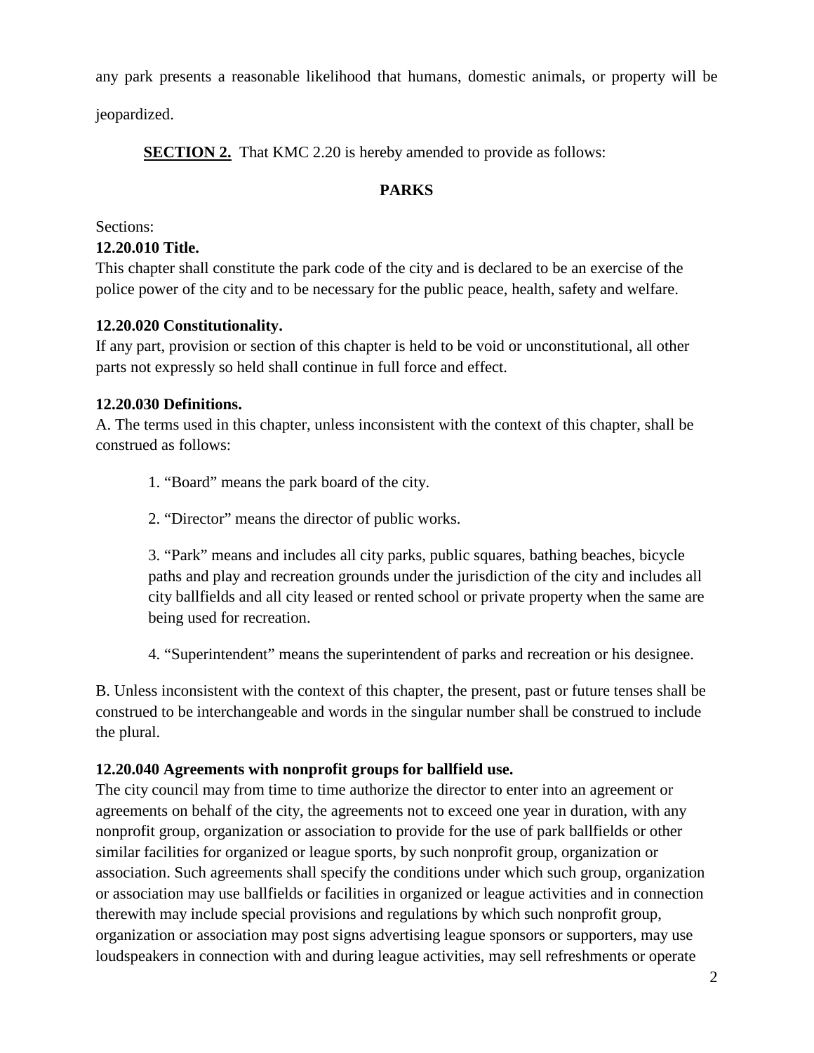any park presents a reasonable likelihood that humans, domestic animals, or property will be jeopardized.

**SECTION 2.** That KMC 2.20 is hereby amended to provide as follows:

**PARKS**

Sections:

**12.20.010 Title.**

This chapter shall constitute the park code of the city and is declared to be an exercise of the police power of the city and to be necessary for the public peace, health, safety and welfare.

**12.20.020 Constitutionality.**

If any part, provision or section of this chapter is held to be void or unconstitutional, all other parts not expressly so held shall continue in full force and effect.

**12.20.030 Definitions.**

A. The terms used in this chapter, unless inconsistent with the context of this chapter, shall be construed as follows:

1. "Board" means the park board of the city.

2. "Director" means the director of public works.

3. "Park" means and includes all city parks, public squares, bathing beaches, bicycle paths and play and recreation grounds under the jurisdiction of the city and includes all city ballfields and all city leased or rented school or private property when the same are being used for recreation.

4. "Superintendent" means the superintendent of parks and recreation or his designee.

B. Unless inconsistent with the context of this chapter, the present, past or future tenses shall be construed to be interchangeable and words in the singular number shall be construed to include the plural.

**12.20.040 Agreements with nonprofit groups for ballfield use.**

The city council may from time to time authorize the director to enter into an agreement or agreements on behalf of the city, the agreements not to exceed one year in duration, with any nonprofit group, organization or association to provide for the use of park ballfields or other similar facilities for organized or league sports, by such nonprofit group, organization or association. Such agreements shall specify the conditions under which such group, organization or association may use ballfields or facilities in organized or league activities and in connection therewith may include special provisions and regulations by which such nonprofit group, organization or association may post signs advertising league sponsors or supporters, may use loudspeakers in connection with and during league activities, may sell refreshments or operate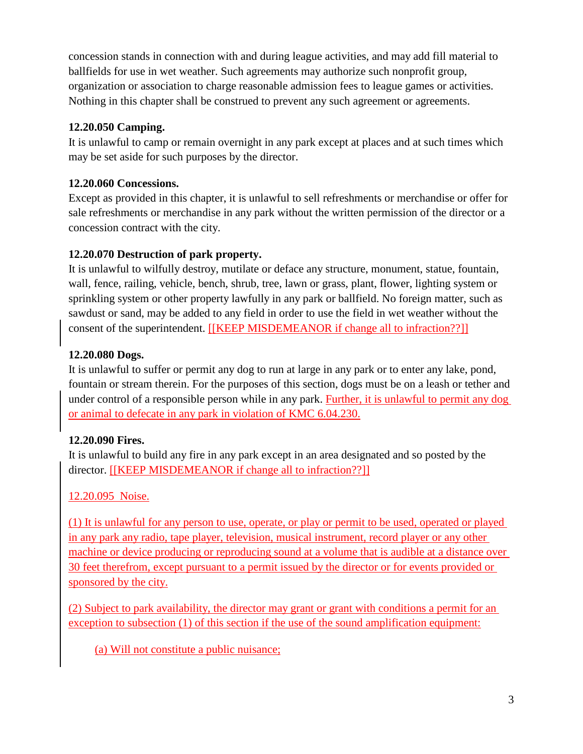concession stands in connection with and during league activities, and may add fill material to ballfields for use in wet weather. Such agreements may authorize such nonprofit group, organization or association to charge reasonable admission fees to league games or activities. Nothing in this chapter shall be construed to prevent any such agreement or agreements.

**12.20.050 Camping.**
It is unlawful to camp or remain overnight in any park except at places and at such times which may be set aside for such purposes by the director.

**12.20.060 Concessions.**
Except as provided in this chapter, it is unlawful to sell refreshments or merchandise or offer for sale refreshments or merchandise in any park without the written permission of the director or a concession contract with the city.

**12.20.070 Destruction of park property.**
It is unlawful to wilfully destroy, mutilate or deface any structure, monument, statue, fountain, wall, fence, railing, vehicle, bench, shrub, tree, lawn or grass, plant, flower, lighting system or sprinkling system or other property lawfully in any park or ballfield. No foreign matter, such as sawdust or sand, may be added to any field in order to use the field in wet weather without the consent of the superintendent. [[KEEP MISDEMEANOR if change all to infraction??]]

**12.20.080 Dogs.**
It is unlawful to suffer or permit any dog to run at large in any park or to enter any lake, pond, fountain or stream therein. For the purposes of this section, dogs must be on a leash or tether and under control of a responsible person while in any park. Further, it is unlawful to permit any dog or animal to defecate in any park in violation of KMC 6.04.230.

**12.20.090 Fires.**
It is unlawful to build any fire in any park except in an area designated and so posted by the director. [[KEEP MISDEMEANOR if change all to infraction??]]

12.20.095 Noise.

(1) It is unlawful for any person to use, operate, or play or permit to be used, operated or played in any park any radio, tape player, television, musical instrument, record player or any other machine or device producing or reproducing sound at a volume that is audible at a distance over 30 feet therefrom, except pursuant to a permit issued by the director or for events provided or sponsored by the city.

(2) Subject to park availability, the director may grant or grant with conditions a permit for an exception to subsection (1) of this section if the use of the sound amplification equipment:

(a) Will not constitute a public nuisance;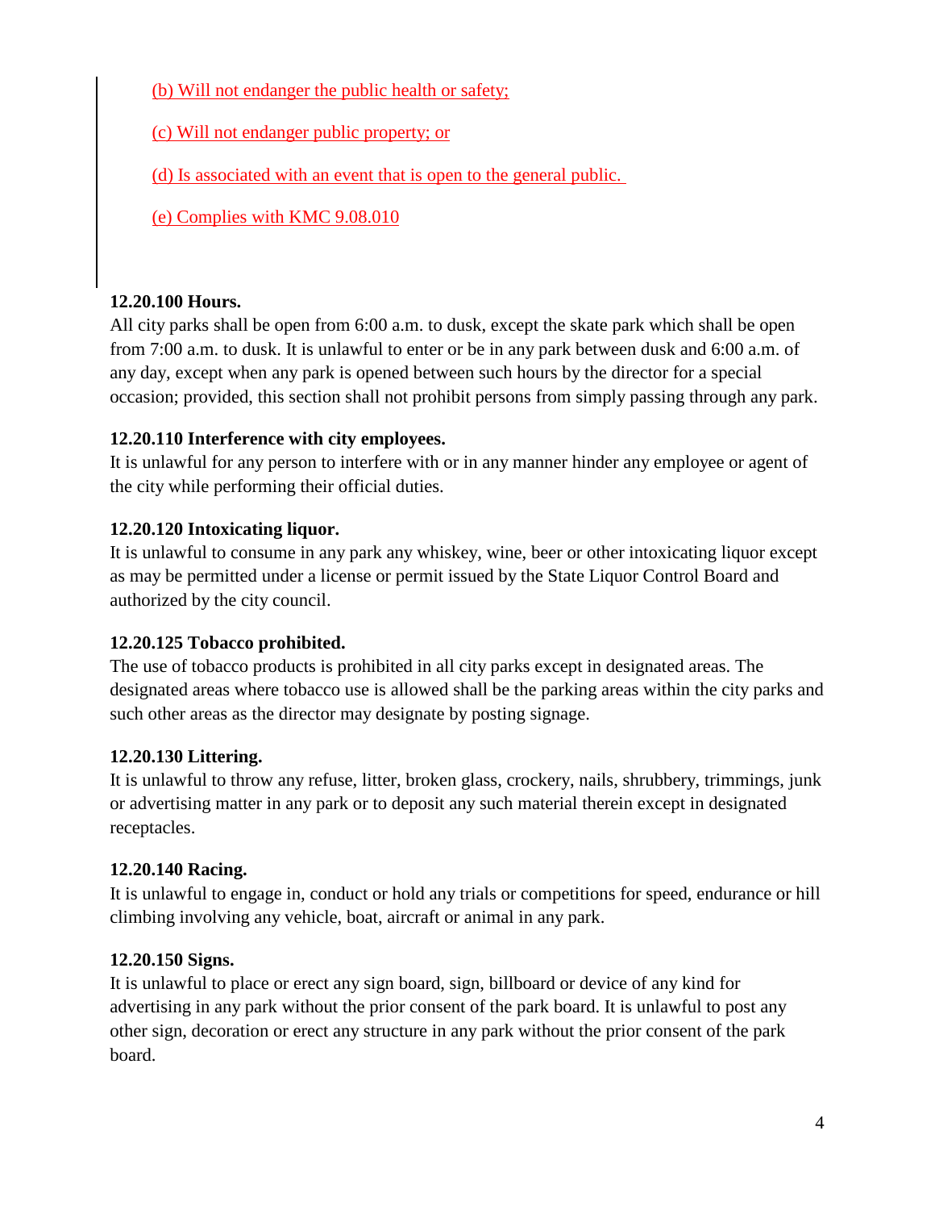(b) Will not endanger the public health or safety;

(c) Will not endanger public property; or

(d) Is associated with an event that is open to the general public.

(e) Complies with KMC 9.08.010

**12.20.100 Hours.**
All city parks shall be open from 6:00 a.m. to dusk, except the skate park which shall be open from 7:00 a.m. to dusk. It is unlawful to enter or be in any park between dusk and 6:00 a.m. of any day, except when any park is opened between such hours by the director for a special occasion; provided, this section shall not prohibit persons from simply passing through any park.

**12.20.110 Interference with city employees.**
It is unlawful for any person to interfere with or in any manner hinder any employee or agent of the city while performing their official duties.

**12.20.120 Intoxicating liquor.**
It is unlawful to consume in any park any whiskey, wine, beer or other intoxicating liquor except as may be permitted under a license or permit issued by the State Liquor Control Board and authorized by the city council.

**12.20.125 Tobacco prohibited.**
The use of tobacco products is prohibited in all city parks except in designated areas. The designated areas where tobacco use is allowed shall be the parking areas within the city parks and such other areas as the director may designate by posting signage.

**12.20.130 Littering.**
It is unlawful to throw any refuse, litter, broken glass, crockery, nails, shrubbery, trimmings, junk or advertising matter in any park or to deposit any such material therein except in designated receptacles.

**12.20.140 Racing.**
It is unlawful to engage in, conduct or hold any trials or competitions for speed, endurance or hill climbing involving any vehicle, boat, aircraft or animal in any park.

**12.20.150 Signs.**
It is unlawful to place or erect any sign board, sign, billboard or device of any kind for advertising in any park without the prior consent of the park board. It is unlawful to post any other sign, decoration or erect any structure in any park without the prior consent of the park board.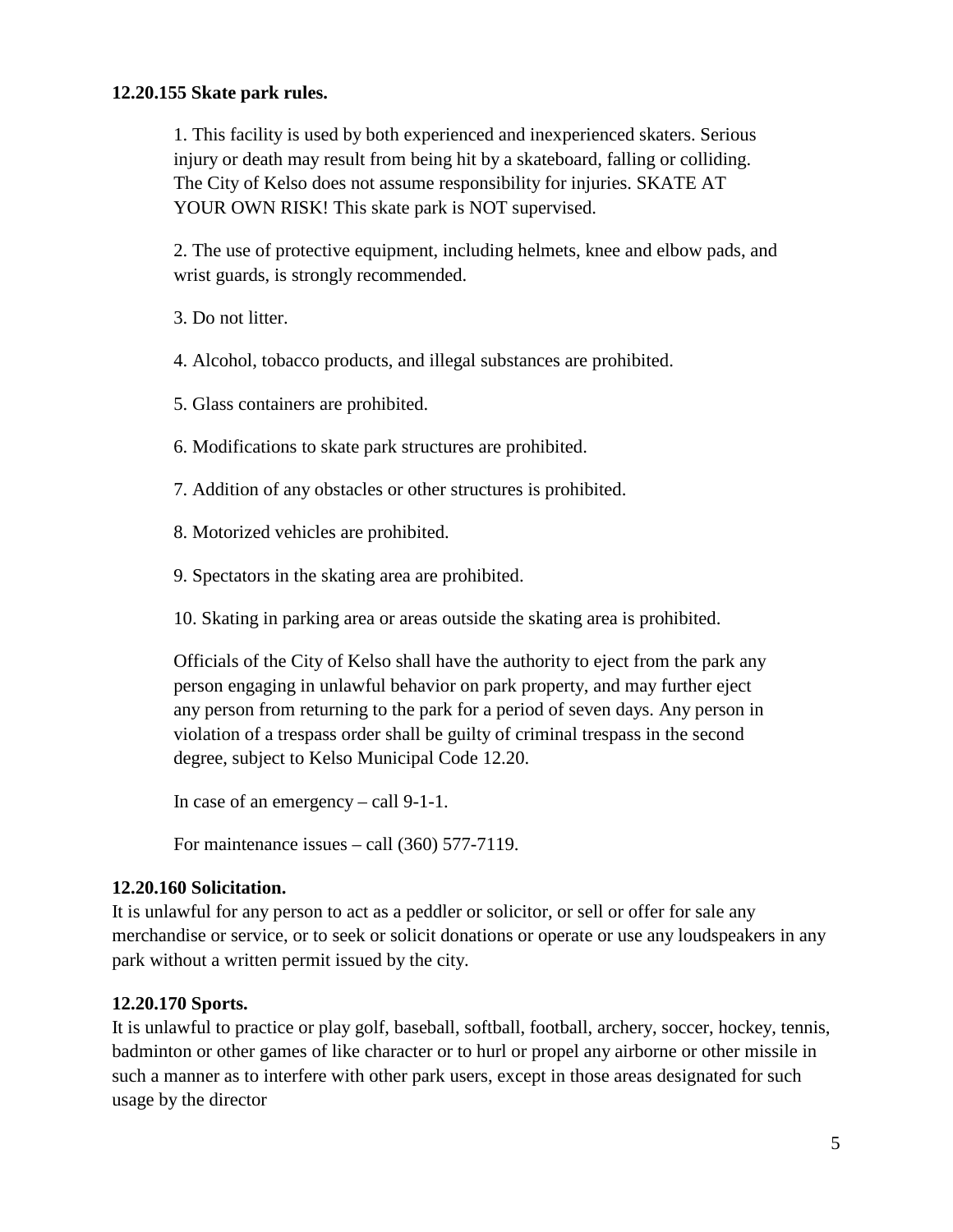**12.20.155 Skate park rules.**

1. This facility is used by both experienced and inexperienced skaters. Serious injury or death may result from being hit by a skateboard, falling or colliding. The City of Kelso does not assume responsibility for injuries. SKATE AT YOUR OWN RISK! This skate park is NOT supervised.

2. The use of protective equipment, including helmets, knee and elbow pads, and wrist guards, is strongly recommended.

3. Do not litter.

4. Alcohol, tobacco products, and illegal substances are prohibited.

5. Glass containers are prohibited.

6. Modifications to skate park structures are prohibited.

7. Addition of any obstacles or other structures is prohibited.

8. Motorized vehicles are prohibited.

9. Spectators in the skating area are prohibited.

10. Skating in parking area or areas outside the skating area is prohibited.

Officials of the City of Kelso shall have the authority to eject from the park any person engaging in unlawful behavior on park property, and may further eject any person from returning to the park for a period of seven days. Any person in violation of a trespass order shall be guilty of criminal trespass in the second degree, subject to Kelso Municipal Code 12.20.

In case of an emergency – call 9-1-1.

For maintenance issues – call (360) 577-7119.

**12.20.160 Solicitation.**

It is unlawful for any person to act as a peddler or solicitor, or sell or offer for sale any merchandise or service, or to seek or solicit donations or operate or use any loudspeakers in any park without a written permit issued by the city.

**12.20.170 Sports.**

It is unlawful to practice or play golf, baseball, softball, football, archery, soccer, hockey, tennis, badminton or other games of like character or to hurl or propel any airborne or other missile in such a manner as to interfere with other park users, except in those areas designated for such usage by the director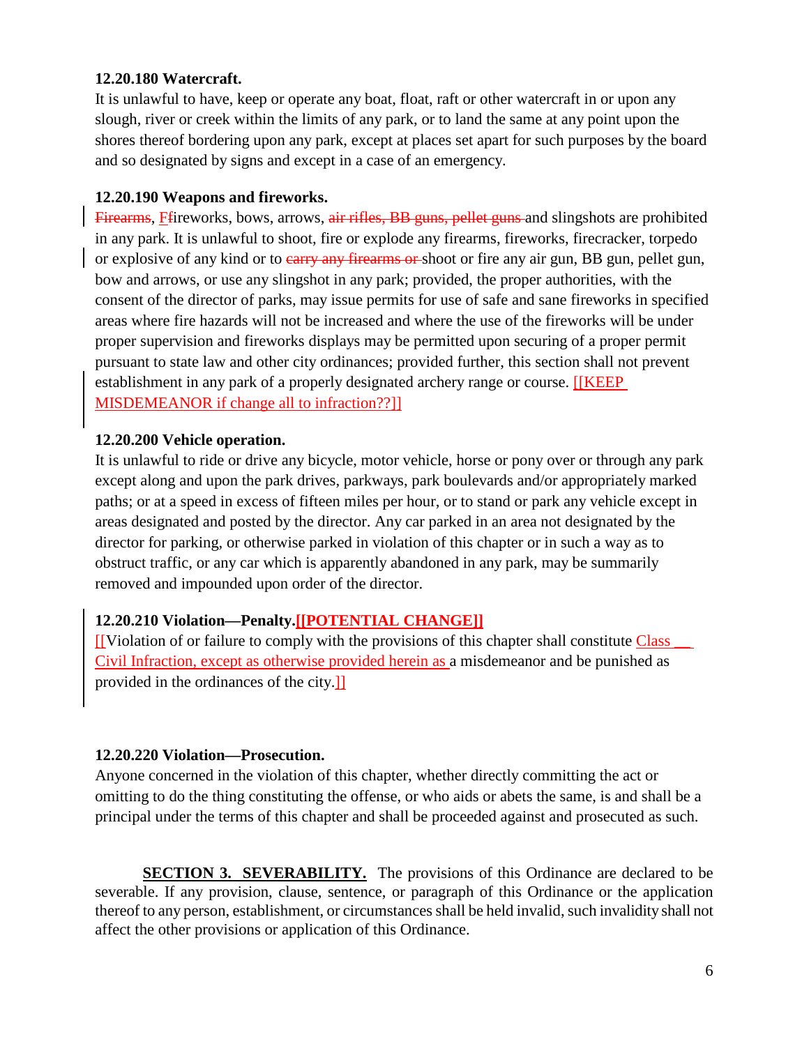**12.20.180 Watercraft.**

It is unlawful to have, keep or operate any boat, float, raft or other watercraft in or upon any slough, river or creek within the limits of any park, or to land the same at any point upon the shores thereof bordering upon any park, except at places set apart for such purposes by the board and so designated by signs and except in a case of an emergency.

**12.20.190 Weapons and fireworks.**

~~Firearms~~, F~~f~~ireworks, bows, arrows, ~~air rifles, BB guns, pellet guns~~ and slingshots are prohibited in any park. It is unlawful to shoot, fire or explode any firearms, fireworks, firecracker, torpedo or explosive of any kind or to ~~carry any firearms or~~ shoot or fire any air gun, BB gun, pellet gun, bow and arrows, or use any slingshot in any park; provided, the proper authorities, with the consent of the director of parks, may issue permits for use of safe and sane fireworks in specified areas where fire hazards will not be increased and where the use of the fireworks will be under proper supervision and fireworks displays may be permitted upon securing of a proper permit pursuant to state law and other city ordinances; provided further, this section shall not prevent establishment in any park of a properly designated archery range or course. [[KEEP MISDEMEANOR if change all to infraction??]]

**12.20.200 Vehicle operation.**

It is unlawful to ride or drive any bicycle, motor vehicle, horse or pony over or through any park except along and upon the park drives, parkways, park boulevards and/or appropriately marked paths; or at a speed in excess of fifteen miles per hour, or to stand or park any vehicle except in areas designated and posted by the director. Any car parked in an area not designated by the director for parking, or otherwise parked in violation of this chapter or in such a way as to obstruct traffic, or any car which is apparently abandoned in any park, may be summarily removed and impounded upon order of the director.

**12.20.210 Violation—Penalty.[[POTENTIAL CHANGE]]**

[[Violation of or failure to comply with the provisions of this chapter shall constitute Class __ Civil Infraction, except as otherwise provided herein as a misdemeanor and be punished as provided in the ordinances of the city.]]

**12.20.220 Violation—Prosecution.**

Anyone concerned in the violation of this chapter, whether directly committing the act or omitting to do the thing constituting the offense, or who aids or abets the same, is and shall be a principal under the terms of this chapter and shall be proceeded against and prosecuted as such.

**SECTION 3. SEVERABILITY.** The provisions of this Ordinance are declared to be severable. If any provision, clause, sentence, or paragraph of this Ordinance or the application thereof to any person, establishment, or circumstances shall be held invalid, such invalidity shall not affect the other provisions or application of this Ordinance.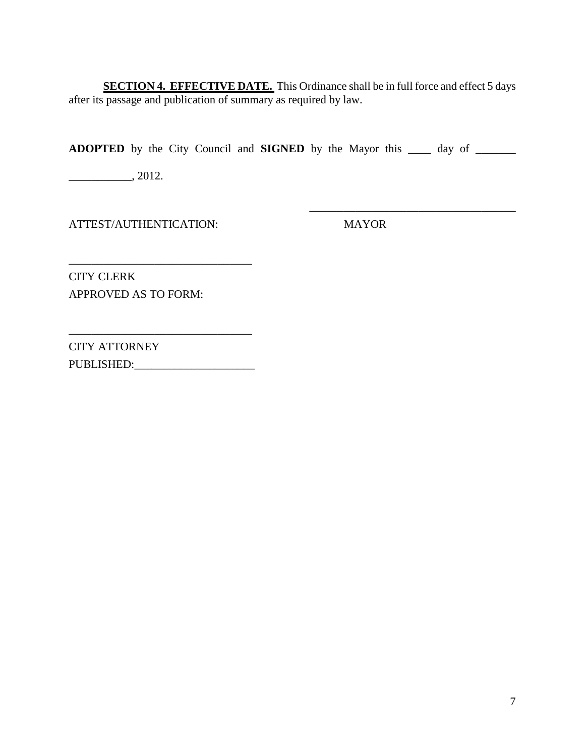**<u>SECTION 4. EFFECTIVE DATE.</u>** This Ordinance shall be in full force and effect 5 days after its passage and publication of summary as required by law.

**ADOPTED** by the City Council and **SIGNED** by the Mayor this ____ day of _______ ___________, 2012.

_____________________________________

ATTEST/AUTHENTICATION: MAYOR

________________________________

CITY CLERK

APPROVED AS TO FORM:

________________________________

CITY ATTORNEY

PUBLISHED:_____________________